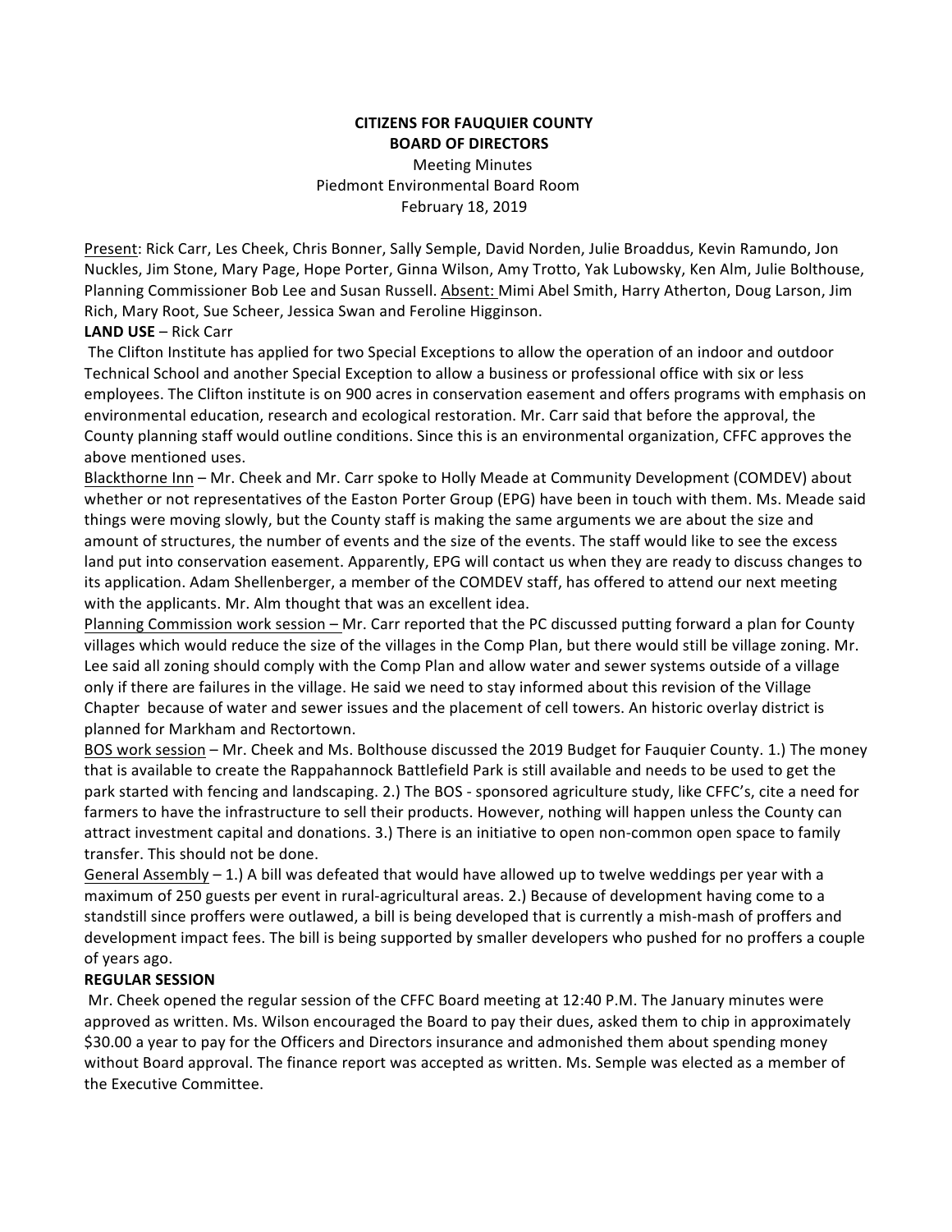**CITIZENS FOR FAUQUIER COUNTY**
**BOARD OF DIRECTORS**
Meeting Minutes
Piedmont Environmental Board Room
February 18, 2019

Present: Rick Carr, Les Cheek, Chris Bonner, Sally Semple, David Norden, Julie Broaddus, Kevin Ramundo, Jon Nuckles, Jim Stone, Mary Page, Hope Porter, Ginna Wilson, Amy Trotto, Yak Lubowsky, Ken Alm, Julie Bolthouse, Planning Commissioner Bob Lee and Susan Russell. Absent: Mimi Abel Smith, Harry Atherton, Doug Larson, Jim Rich, Mary Root, Sue Scheer, Jessica Swan and Feroline Higginson.

**LAND USE** – Rick Carr

The Clifton Institute has applied for two Special Exceptions to allow the operation of an indoor and outdoor Technical School and another Special Exception to allow a business or professional office with six or less employees. The Clifton institute is on 900 acres in conservation easement and offers programs with emphasis on environmental education, research and ecological restoration. Mr. Carr said that before the approval, the County planning staff would outline conditions. Since this is an environmental organization, CFFC approves the above mentioned uses.

Blackthorne Inn – Mr. Cheek and Mr. Carr spoke to Holly Meade at Community Development (COMDEV) about whether or not representatives of the Easton Porter Group (EPG) have been in touch with them. Ms. Meade said things were moving slowly, but the County staff is making the same arguments we are about the size and amount of structures, the number of events and the size of the events. The staff would like to see the excess land put into conservation easement. Apparently, EPG will contact us when they are ready to discuss changes to its application. Adam Shellenberger, a member of the COMDEV staff, has offered to attend our next meeting with the applicants. Mr. Alm thought that was an excellent idea.

Planning Commission work session – Mr. Carr reported that the PC discussed putting forward a plan for County villages which would reduce the size of the villages in the Comp Plan, but there would still be village zoning. Mr. Lee said all zoning should comply with the Comp Plan and allow water and sewer systems outside of a village only if there are failures in the village. He said we need to stay informed about this revision of the Village Chapter because of water and sewer issues and the placement of cell towers. An historic overlay district is planned for Markham and Rectortown.

BOS work session – Mr. Cheek and Ms. Bolthouse discussed the 2019 Budget for Fauquier County. 1.) The money that is available to create the Rappahannock Battlefield Park is still available and needs to be used to get the park started with fencing and landscaping. 2.) The BOS - sponsored agriculture study, like CFFC's, cite a need for farmers to have the infrastructure to sell their products. However, nothing will happen unless the County can attract investment capital and donations. 3.) There is an initiative to open non-common open space to family transfer. This should not be done.

General Assembly – 1.) A bill was defeated that would have allowed up to twelve weddings per year with a maximum of 250 guests per event in rural-agricultural areas. 2.) Because of development having come to a standstill since proffers were outlawed, a bill is being developed that is currently a mish-mash of proffers and development impact fees. The bill is being supported by smaller developers who pushed for no proffers a couple of years ago.

**REGULAR SESSION**

Mr. Cheek opened the regular session of the CFFC Board meeting at 12:40 P.M. The January minutes were approved as written. Ms. Wilson encouraged the Board to pay their dues, asked them to chip in approximately $30.00 a year to pay for the Officers and Directors insurance and admonished them about spending money without Board approval. The finance report was accepted as written. Ms. Semple was elected as a member of the Executive Committee.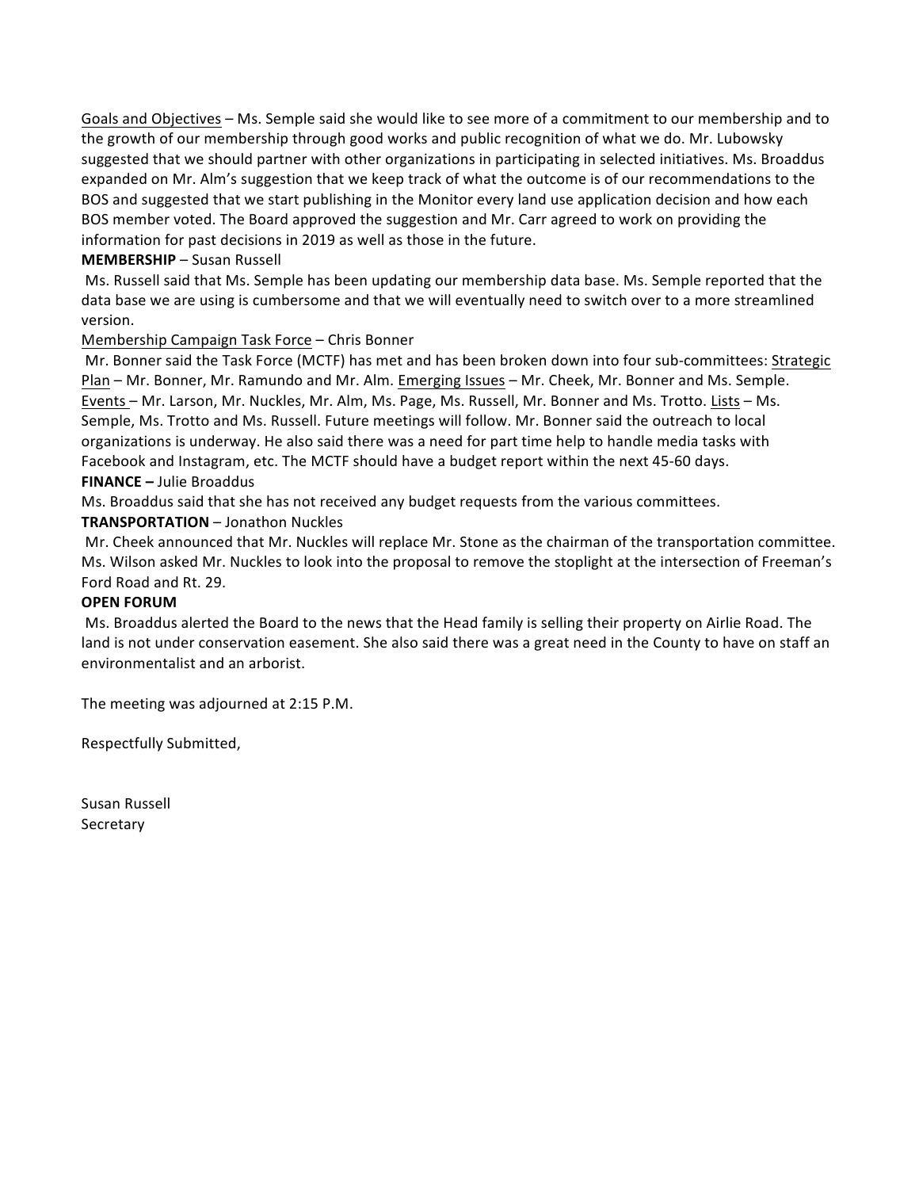<u>Goals and Objectives</u> – Ms. Semple said she would like to see more of a commitment to our membership and to the growth of our membership through good works and public recognition of what we do. Mr. Lubowsky suggested that we should partner with other organizations in participating in selected initiatives. Ms. Broaddus expanded on Mr. Alm's suggestion that we keep track of what the outcome is of our recommendations to the BOS and suggested that we start publishing in the Monitor every land use application decision and how each BOS member voted. The Board approved the suggestion and Mr. Carr agreed to work on providing the information for past decisions in 2019 as well as those in the future.

**MEMBERSHIP** – Susan Russell

Ms. Russell said that Ms. Semple has been updating our membership data base. Ms. Semple reported that the data base we are using is cumbersome and that we will eventually need to switch over to a more streamlined version.

<u>Membership Campaign Task Force</u> – Chris Bonner

Mr. Bonner said the Task Force (MCTF) has met and has been broken down into four sub-committees: <u>Strategic Plan</u> – Mr. Bonner, Mr. Ramundo and Mr. Alm. <u>Emerging Issues</u> – Mr. Cheek, Mr. Bonner and Ms. Semple. <u>Events</u> – Mr. Larson, Mr. Nuckles, Mr. Alm, Ms. Page, Ms. Russell, Mr. Bonner and Ms. Trotto. <u>Lists</u> – Ms. Semple, Ms. Trotto and Ms. Russell. Future meetings will follow. Mr. Bonner said the outreach to local organizations is underway. He also said there was a need for part time help to handle media tasks with Facebook and Instagram, etc. The MCTF should have a budget report within the next 45-60 days.

**FINANCE –** Julie Broaddus

Ms. Broaddus said that she has not received any budget requests from the various committees.

**TRANSPORTATION** – Jonathon Nuckles

Mr. Cheek announced that Mr. Nuckles will replace Mr. Stone as the chairman of the transportation committee. Ms. Wilson asked Mr. Nuckles to look into the proposal to remove the stoplight at the intersection of Freeman's Ford Road and Rt. 29.

**OPEN FORUM**

Ms. Broaddus alerted the Board to the news that the Head family is selling their property on Airlie Road. The land is not under conservation easement. She also said there was a great need in the County to have on staff an environmentalist and an arborist.

The meeting was adjourned at 2:15 P.M.

Respectfully Submitted,

Susan Russell
Secretary